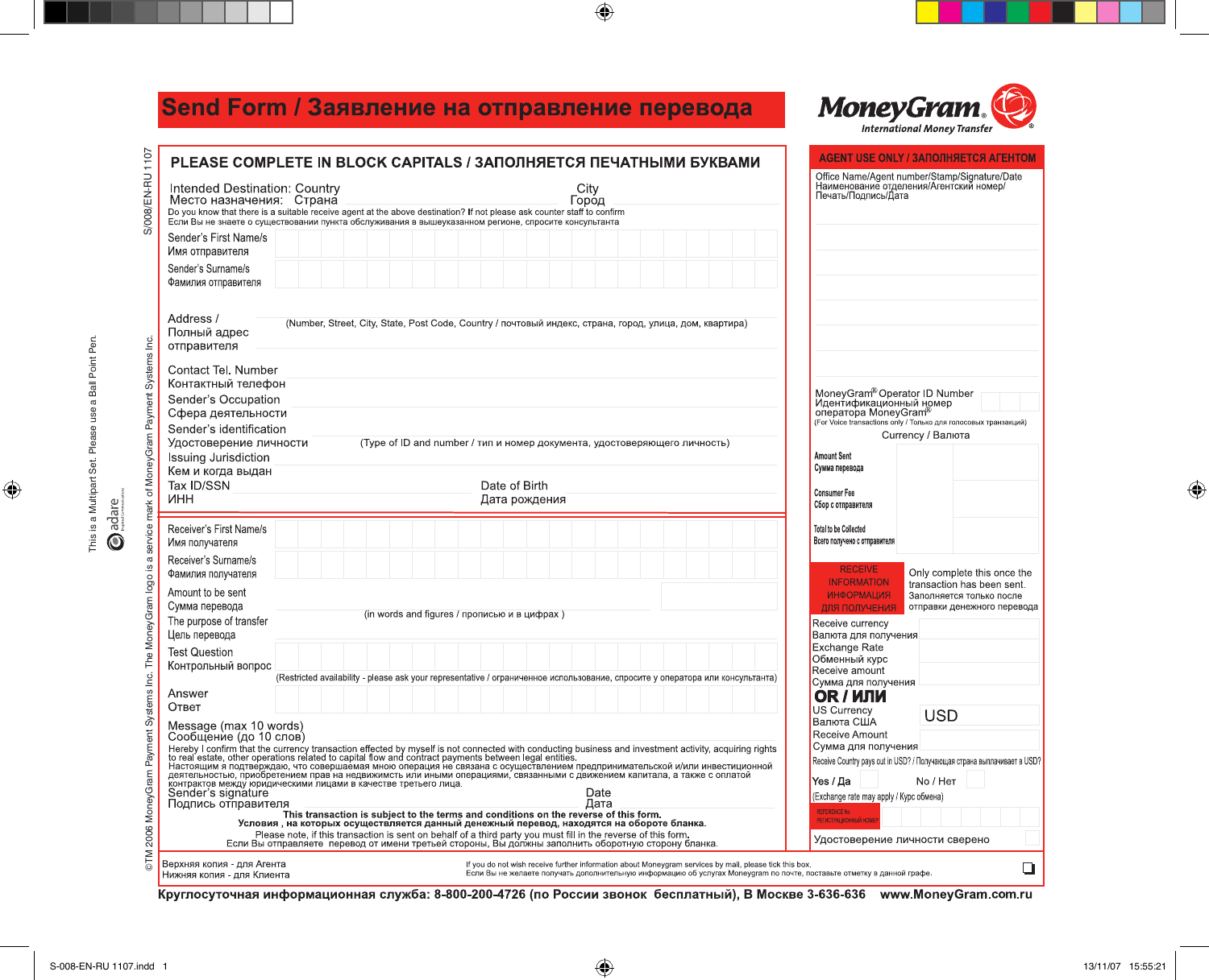# Send Form / Заявление на отправление перевода

**MoneyGram®**
*International Money Transfer*

## PLEASE COMPLETE IN BLOCK CAPITALS / ЗАПОЛНЯЕТСЯ ПЕЧАТНЫМИ БУКВАМИ

Intended Destination: Country / Место назначения: Страна — City / Город

Do you know that there is a suitable receive agent at the above destination? If not please ask counter staff to confirm
Если Вы не знаете о существовании пункта обслуживания в вышеуказанном регионе, спросите консультанта

Sender's First Name/s / Имя отправителя

Sender's Surname/s / Фамилия отправителя

Address / Полный адрес отправителя (Number, Street, City, State, Post Code, Country / почтовый индекс, страна, город, улица, дом, квартира)

Contact Tel. Number / Контактный телефон

Sender's Occupation / Сфера деятельности

Sender's identification / Удостоверение личности (Type of ID and number / тип и номер документа, удостоверяющего личность)

Issuing Jurisdiction / Кем и когда выдан

Tax ID/SSN / ИНН — Date of Birth / Дата рождения

Receiver's First Name/s / Имя получателя

Receiver's Surname/s / Фамилия получателя

Amount to be sent / Сумма перевода (in words and figures / прописью и в цифрах )

The purpose of transfer / Цель перевода

Test Question / Контрольный вопрос (Restricted availability - please ask your representative / ограниченное использование, спросите у оператора или консультанта)

Answer / Ответ

Message (max 10 words) / Сообщение (до 10 слов)

Hereby I confirm that the currency transaction effected by myself is not connected with conducting business and investment activity, acquiring rights to real estate, other operations related to capital flow and contract payments between legal entities.
Настоящим я подтверждаю, что совершаемая мною операция не связана с осуществлением предпринимательской и/или инвестиционной деятельностью, приобретением прав на недвижимсть или иными операциями, связанными с движением капитала, а также с оплатой контрактов между юридическими лицами в качестве третьего лица.

Sender's signature / Подпись отправителя — Date / Дата

**This transaction is subject to the terms and conditions on the reverse of this form.**
**Условия , на которых осуществляется данный денежный перевод, находятся на обороте бланка.**

Please note, if this transaction is sent on behalf of a third party you must fill in the reverse of this form.
Если Вы отправляете перевод от имени третьей стороны, Вы должны заполнить оборотную сторону бланка.

## AGENT USE ONLY / ЗАПОЛНЯЕТСЯ АГЕНТОМ

Office Name/Agent number/Stamp/Signature/Date
Наименование отделения/Агентский номер/
Печать/Подпись/Дата

MoneyGram® Operator ID Number
Идентификационный номер оператора MoneyGram®
(For Voice transactions only / Только для голосовых транзакций)

| | | Currency / Валюта |
|---|---|---|
| Amount Sent / Сумма перевода | | |
| Consumer Fee / Сбор с отправителя | | |
| Total to be Collected / Всего получено с отправителя | | |

**RECEIVE INFORMATION / ИНФОРМАЦИЯ ДЛЯ ПОЛУЧЕНИЯ**
Only complete this once the transaction has been sent.
Заполняется только после отправки денежного перевода

Receive currency / Валюта для получения

Exchange Rate / Обменный курс

Receive amount / Сумма для получения

**OR / ИЛИ**

US Currency / Валюта США — USD

Receive Amount / Сумма для получения

Receive Country pays out in USD? / Получающая страна выплачивает в USD?

Yes / Да ☐ No / Нет ☐

(Exchange rate may apply / Курс обмена)

REFERENCE № / РЕГИСТРАЦИОННЫЙ НОМЕР

Удостоверение личности сверено ☐

Верхняя копия - для Агента
Нижняя копия - для Клиента

If you do not wish receive further information about Moneygram services by mail, please tick this box.
Если Вы не желаете получать дополнительную информацию об услугах Moneygram по почте, поставьте отметку в данной графе. ☐

**Круглосуточная информационная служба: 8-800-200-4726 (по России звонок бесплатный), В Москве 3-636-636 www.MoneyGram.com.ru**

©TM 2006 MoneyGram Payment Systems Inc. The MoneyGram logo is a service mark of MoneyGram Payment Systems Inc.

S/008/EN-RU 1107

This is a Multipart Set. Please use a Ball Point Pen.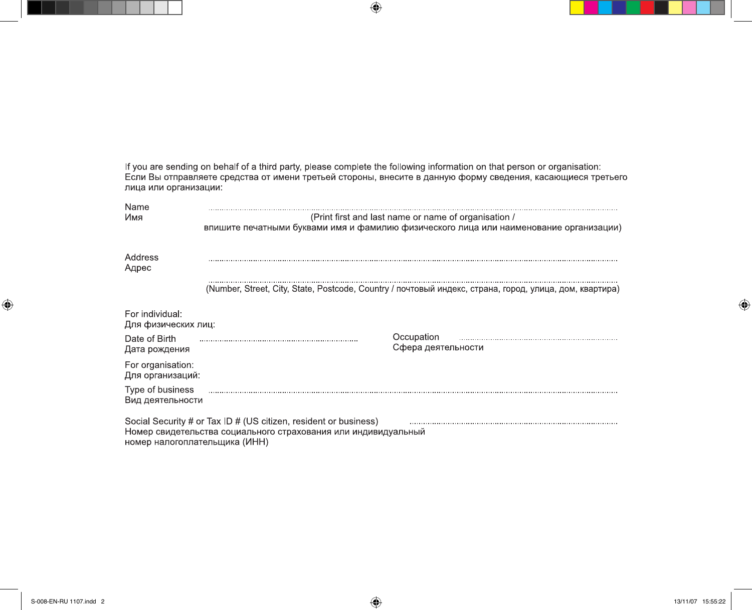If you are sending on behalf of a third party, please complete the following information on that person or organisation:
Если Вы отправляете средства от имени третьей стороны, внесите в данную форму сведения, касающиеся третьего лица или организации:

Name
Имя ...............................................................................................................................

(Print first and last name or name of organisation / впишите печатными буквами имя и фамилию физического лица или наименование организации)

Address
Адрес ...............................................................................................................................

...............................................................................................................................

(Number, Street, City, State, Postcode, Country / почтовый индекс, страна, город, улица, дом, квартира)

For individual:
Для физических лиц:

Date of Birth
Дата рождения ..............................................

Occupation
Сфера деятельности ..............................................

For organisation:
Для организаций:

Type of business
Вид деятельности ...............................................................................................................................

Social Security # or Tax ID # (US citizen, resident or business)
Номер свидетельства социального страхования или индивидуальный номер налогоплательщика (ИНН) ..............................................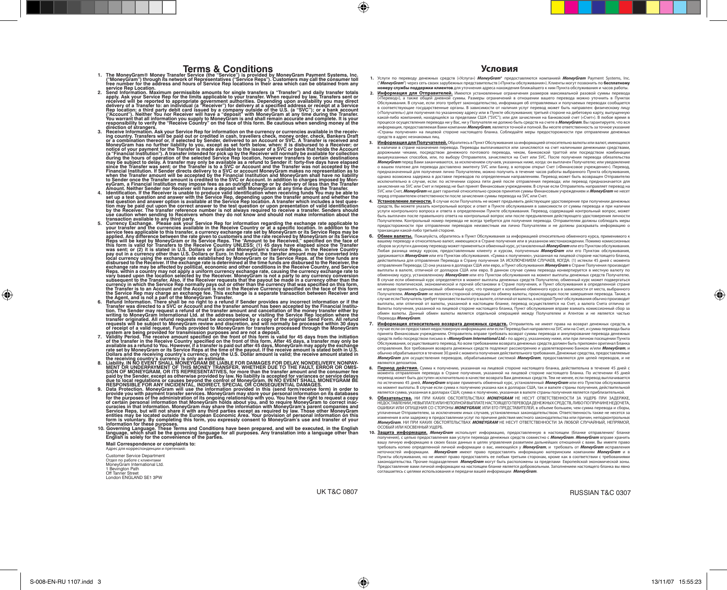# Terms & Conditions

1. **The MoneyGram® Money Transfer Service (the "Service") is provided by MoneyGram Payment Systems, Inc. ("MoneyGram") through its network of Representatives ("Service Reps"). Customers may call the consumer toll free number for the address and hours of Service Rep locations in their area which can be obtained from any service Rep Location.**
2. **Send Information. Maximum permissible amounts for single transfers (a "Transfer") and daily transfer totals apply. Ask your Service Rep for the limits applicable to your transfer. When required by law, Transfers sent or received will be reported to appropriate government authorities. Depending upon availability you may direct delivery of a Transfer to: an individual (a "Receiver") for delivery at a specified address or receipt at a Service Rep location; a third party debit card issued by a company outside of the U.S. (a "SVC"); or a bank account ("Account"). Neither You nor Receiver will have a "deposit" with MoneyGram at any time during the Transfer. You warrant that all information you supply to MoneyGram is and shall remain accurate and complete. It is your responsibility to verify the "Receive Country" on the face of this form. Be cautious when sending money at the direction of strangers.**
3. **Receive Information. Ask your Service Rep for information on the currency or currencies available in the receiving country. Transfers will be paid out or credited in cash, travellers check, money order, check, Bankers Draft or a combination thereof or, if selected by Sender, delivered to an Account or SVC. A Transfer is received and MoneyGram has no further liability to you, except as set forth below, when: it is disbursed to a Receiver; or notice of your payment for the Transfer is made available to the issuer of a SVC or bank that holds the Account (a "Financial Institution"). A transfer intended for pick up by the Receiver will normally be available for collection during the hours of operation of the selected Service Rep location, however transfers to certain destinations may be subject to delay. A transfer may only be available as a refund to Sender if: forty-five days have elapsed since the Transfer was sent; or the Transfer is to a SVC or Account and the Transfer was not accepted by the Financial Institution. If Sender directs delivery to a SVC or Account MoneyGram makes no representation as to when the Transfer amount will be accepted by the Financial Institution and MoneyGram shall have no liability to Sender once the Transfer amount is credited to the SVC or Account. In addition to charges imposed by MoneyGram, a Financial Institution may impose fees as an outright charge or by delivery of less than the Transfer Amount. Neither Sender nor Receiver will have a deposit with MoneyGram at any time during the Transfer.**
4. **Identification. If the Receiver is unable to produce valid identification when receiving funds You may be able to set up a test question and answer with the Service Rep, depending upon the transfer amount and whether the test question and answer option is available at the Service Rep location. A transfer which includes a test question may be paid out upon the correct answer to the test question or upon presentation of valid identification by the Receiver. The transfer reference number is not always required to receive a transfer. Senders should use caution when sending to Receivers whom they do not know and should not make information about the transaction available to any third party.**
5. **Currency Exchange. Please ask your Service Rep for information regarding the exchange rate applicable to your transfer and the currencies available in the Receive Country or at a specific location. In addition to the service fees applicable to this transfer, a currency exchange rate set by MoneyGram or its Service Reps may be applied. Any difference between the rate given to customers and the rate received by MoneyGram or its Service Reps will be kept by MoneyGram or its Service Reps. The "Amount to be Received," specified on the face of this form is valid for Transfers to the Receive Country UNLESS: (1) 45 days have elapsed since the Transfer was sent; or (2) it is stated in U.S. Dollars or Euro and MoneyGram's Service Reps. in the Receive Country pay out in a currency other than U.S. Dollars or Euro. In that event, the transfer amount may be converted into local currency using the exchange rate established by MoneyGram or its Service Reps. at the time funds are disbursed to the Receiver. If the exchange rate is determined at the time funds are disbursed to the Receiver, the exchange rate may be affected by political, economic and other conditions in the Receive Country, and Service Reps. within a country may not apply a uniform currency exchange rate, causing the currency exchange rate to vary based upon the location selected by the Receiver. MoneyGram is not a party to any currency conversion subsequent to the Transfer. Also, if the Receiver requests that the payout be made in a currency other than the currency in which the Service Rep normally pays out or other than the currency that was specified on this form, the Transfer is to an Account and the Account is not in the Receive Country specified on the face of this form the Service Rep may charge an exchange fee. This exchange is a separate transaction between Receiver and the Agent, and is not a part of the MoneyGram Transfer.**
6. **Refund Information. There shall be no right to a refund if Sender provides any incorrect information or if the Transfer was directed to a SVC or Account and the transfer amount has been accepted by the Financial Institution. The Sender may request a refund of the transfer amount and cancellation of the money transfer either by writing to MoneyGram International Ltd. at the address below, or visiting the Service Rep location where the transfer originated. All refund requests must be accompanied by a copy of the original Send Form. All refund requests will be subject to MoneyGram review and discretion, and will normally be processed within 30 days of receipt of a valid request. Funds provided to MoneyGram for transfers processed through the MoneyGram system are being provided for transmission purposes and are not a deposit.**
7. **Validity Period. The receive amount specified on the front of this form is valid for 45 days from the initiation of the transfer in the Receive Country specified on the front of this form. After 45 days, a transfer may only be available as a refund to You. However, if a transfer is paid out after 45 days, MoneyGram may apply the exchange rate set by MoneyGram or its Service Reps at the time of the payout. If the receive amount is stated both in U.S. Dollars and the receiving country's currency, only the U.S. Dollar amount is valid; the receive amount stated in the receiving country's currency is only an estimate.**
8. **Liability. IN NO EVENT SHALL MONEYGRAM BE LIABLE FOR DAMAGES FOR DELAY, NONDELIVERY, NONPAYMENT OR UNDERPAYMENT OF THIS MONEY TRANSFER, WHETHER DUE TO THE FAULT, ERROR OR OMISSION OF MONEYGRAM, OR ITS REPRESENTATIVES, FOR MORE THAN THE TRANSFER AMOUNT AND THE CONSUMER FEE PAID BY THE SENDER, EXCEPT AS OTHERWISE PROVIDED BY LAW. No liability is accepted for variances or service delays due to local regulations or causes beyond the control of MoneyGram. IN NO EVENT SHALL MONEYGRAM BE RESPONSIBLE FOR ANY INCIDENTAL, INDIRECT, SPECIAL OR CONSEQUENTIAL DAMAGES.**
9. **Data Protection. MoneyGram will use the information provided in this (send form/receive form) in order to provide you with payment transfer services. MoneyGram may store your personal information on its databases for the purposes of the administration of its ongoing relationship with you. You have the right to request a copy of certain personal information that MoneyGram holds about you, and to require MoneyGram to correct inaccuracies in that information. MoneyGram may share the information with MoneyGram's parent companies and Service Reps, but will not share it with any third parties except as required by law. Those other MoneyGram entities may be located outside the European Economic Area. Your provision of personal information on this form is voluntary. By completing this form, you expressly consent to MoneyGram's use and transfer of your information for these purposes.**
10. **Governing Language. These Terms and Conditions have been prepared, and will be executed, in the English language, which shall be the governing language for all purposes. Any translation into a language other than English is solely for the convenience of the parties.**

**Mail Correspondence or complaints to:**
Адрес для корреспонденции и претензий:

Customer Service Department
Отдел по работе с клиентами
MoneyGram International Ltd.
1 Bevington Path
Off Tanner Street
London ENGLAND SE1 3PW

UK T&C 0807

# Условия

1. Услуги по переводу денежных средств («Услуга») ***MoneyGram***® предоставляются компанией ***MoneyGram*** Payment Systems, Inc. («***MoneyGram***») через сеть своих зарубежных представительств («Пункты обслуживания»). Клиенты могут позвонить по **бесплатному номеру службы поддержки клиентов** для уточнения адреса нахождения ближайшего к ним Пункта обслуживания и часов работы.
2. **Информация для Отправителей.** Имеются установленные ограничения размеров максимальной разовой суммы перевода («Перевод»), а также общей дневной суммы. Размеры ограничений в отношении вашего перевода можно уточнить в Пунктах Обслуживания. В случае, если этого требует законодательство, информация об отправляемых и получаемых переводах сообщается в соответствующие государственные органы. В зависимости от наличия услуг перевод может быть направлен: физическому лицу («Получатель») для получения по указанному адресу или в Пункте обслуживания; третьей стороне на дебетовую карту, выпущенную какой-либо компанией, находящейся за пределами США ("SVC"); или для зачисления на банковский счет («Счет»). В любое время в процессе осуществления перевода ни у Вас, ни у Получателя не должно быть средств на счете в ***MoneyGram***. Вы гарантируете, что вся информация, предоставляемая Вами компании ***MoneyGram***, является точной и полной. Вы несете ответственность за точное указание «Страны получения» на лицевой стороне настоящего бланка. Соблюдайте меры предосторожности при отправлении денежных средств в адрес незнакомых лиц.
3. **Информация для Получателей.** Обратитесь в Пункт Обслуживания за информацией относительно валюты или валют, имеющихся в наличии в стране назначения перевода. Переводы выплачиваются или зачисляются на счет наличными денежными средствами, дорожными чеками, посредством денежного почтового перевода, чеком, банковской траттой или посредством комбинации вышеуказанных способов, или, по выбору Отправителя, зачисляются на Счет или SVC. После получения перевода обязательства ***MoneyGram*** перед Вами заканчиваются, за исключением случаев, указанных ниже, когда: он выплачен Получателю; или уведомление о вашем платеже для перевода доставлено эмитенту SVC или банку, в котором открыт Счет («Финансовое учреждение»). Перевод, предназначенный для получения лично Получателем, можно получить в течение часов работы выбранного Пункта обслуживания, однако возможна задержка в доставке переводов по определенным направлениям. Перевод может быть возвращен Отправителю исключительно в случае, если: по истечении сорока пяти дней после отправления перевода; или перевод предназначается для зачисления на SVC или Счет и перевод не был принят Финансовым учреждением. В случае если Отправитель направляет перевод на SVC или Счет, ***MoneyGram*** не дает гарантий относительно сроков принятия суммы Финансовым учреждением и ***MoneyGram*** не несет перед отправителем ответственности после зачисления суммы перевода на SVC или Счет.
4. **Установление личности.** В случае если Получатель не может предъявить действующее удостоверение при получении денежных средств, Вы можете указать контрольный вопрос и ответ в Пункте обслуживания в зависимости от суммы перевода и при наличии услуги контрольного вопроса и ответа в определенном Пункте обслуживания. Перевод, содержащий контрольный вопрос, может быть выплачен после правильного ответа на контрольный вопрос или после предъявления действующего удостоверения личности Получателем. Контрольный номер перевода не всегда требуется для получения перевода. Отправителям должны соблюдать меры предосторожности при отправлении переводов неизвестным им лично Получателям и не должны раскрывать информацию о транзакции какой-либо третьей стороне.
5. **Обмен валюты.** Пожалуйста, обратитесь в Пункт Обслуживания за информацией относительно обменного курса, применимого к вашему переводу и относительно валют, имеющихся в Стране получения или в указанном местонахождении. Помимо комиссионных сборов за услуги к данному переводу может применяться обменный курс, установленный ***MoneyGram*** или его Пунктом обслуживания. Любая разница между курсом, предоставленным клиенту и курсом, полученным ***MoneyGram*** или его Пунктом обслуживания, удерживается ***MoneyGram*** или его Пунктом обслуживания. «Сумма к получению», указанная на лицевой стороне настоящего бланка, действительна для отправления Перевода в Страну получения ЗА ИСКЛЮЧЕНИЕМ СЛУЧАЕВ, КОГДА: (1) истекли 45 дней с момента отправления Перевода; (2) она указана в долларах США или евро, а Пункт обслуживания ***MoneyGram*** в Стране Получения производит выплаты в валюте, отличной от долларов США или евро. В данном случае сумма перевода конвертируется в местную валюту по обменному курсу, установленному ***MoneyGram*** или его Пунктом обслуживания на момент выплаты денежных средств Получателю. В случае если обменный курс определяется в момент выплаты денежных средств Получателю, обменный курс может подвергаться влиянию политической, экономической и прочей обстановки в Стране получения, и Пункт обслуживания в определенной стране не вправе применять одинаковый обменный курс, что приводит к колебанию обменного курса в зависимости от места, выбранного Получателем. ***MoneyGram*** не является стороной операций по обмену валюты, происходящих после завершения перевода. Также, в случае если Получатель требует произвести выплату в валюте, отличной от валюты, в которой Пункт обслуживания обычно производит выплаты, или отличной от валюты, указанной в настоящем бланке, перевод осуществляется на Счет, а валюта Счета отлична от Валюты получения, указанной на лицевой стороне настоящего бланка, Пункт обслуживания вправе взимать комиссионный сбор за обмен валюты. Данный обмен валюты является отдельной операцией между Получателем и Агентом и не является частью Перевода ***MoneyGram***.
6. **Информация относительно возврата денежных средств.** Отправитель не имеет права на возврат денежных средств, в случае если он предоставил недостоверную информацию или если Перевод был направлен на SVC или на Счет, и сумма перевода была принята Финансовым учреждением. Отправитель вправе требовать возврат суммы перевода и аннулирование перевода денежных средств либо посредством письма в «***MoneyGram International Ltd.***» по адресу, указанному ниже, или при личном посещении Пункта Обслуживания, осуществившего перевод. Ко всем требованиям возврата денежных средств должен быть приложен оригинал Бланка отправления. Все требования возврата денежных средств подлежат рассмотрению и удовлетворению Банком и/или ***MoneyGram***, и обычно обрабатываются в течение 30 дней с момента получения действительного требования. Денежные средства, предоставляемые ***MoneyGram*** для осуществления переводов, обрабатываемые системой ***MoneyGram***, предоставляются для целей переводов, и не являются депозитом.
7. **Период действия.** Сумма к получению, указанная на лицевой стороне настоящего бланка, действительна в течение 45 дней с момента отправления перевода в Страну получения, указанной на лицевой стороне настоящего Бланка. По истечении 45 дней перевод может быть доступен исключительно в качестве возврата Вам денежных средств. Тем не менее, если перевод выплачивается по истечению 45 дней, ***MoneyGram*** вправе применить обменный курс, установленный ***MoneyGram*** или его Пунктом обслуживания на момент выплаты. В случае если сумма к получению указана как в долларах США, так и валюте страны получения, действительной является сумма, указанная в долларах США; сумма к получению, указанная в валюте страны получения является приблизительной.
8. **Обязательства.** НИ ПРИ КАКИХ ОБСТОЯТЕЛЬСТВАХ ***MONEYGRAM*** НЕ НЕСУТ ОТВЕТСТВЕННОСТИ ЗА УЩЕРБ ПРИ ЗАДЕРЖКЕ, НЕДОСТАВЛЕНИИ, НЕВЫПЛАТЕ ИЛИ НЕПОЛНОЙ ВЫПЛАТЕ НАСТОЯЩЕГО ПЕРЕВОДА ДЕНЕЖНЫХ СРЕДСТВ, ЛИБО ПО ПРИЧИНЕ НЕДОЧЕТА, ОШИБКИ ИЛИ ОПУЩЕНИЯ СО СТОРОНЫ ***MONEYGRAM***, ИЛИ ЕГО ПРЕДСТАВИТЕЛЕЙ, В ОБЪЕМЕ БОЛЬШЕМ, ЧЕМ СУММА ПЕРЕВОДА И СБОРЫ, уплаченные Отправителем, за исключением иных случаев, установленных законодательством. Ответственность также не несется за изменения в или задержку в предоставлении услуг по причине действия местного законодательства или причин, неподконтрольных ***MoneyGram***. НИ ПРИ КАКИХ ОБСТОЯТЕЛЬСТВАХ ***MONEYGRAM*** НЕ НЕСУТ ОТВЕТСТВЕННОСТИ ЗА ЛЮБОЙ СЛУЧАЙНЫЙ, НЕПРЯМОЙ, ОСОБЫЙ ИЛИ КОСВЕННЫЙ УЩЕРБ.
9. **Защита информации.** ***MoneyGram*** использует информацию, предоставленную в настоящем (бланке отправления/ бланке получения), с целью предоставления вам услуги перевода денежных средств совместно с ***MoneyGram***. ***MoneyGram*** вправе хранить вашу личную информацию в своих базах данных в целях управления развитием дальнейших отношений с вами. Вы имеете право требовать копию определенной личной информации о вас, имеющейся у ***MoneyGram***, и требовать от ***MoneyGram*** исправления неточностей информации. ***MoneyGram*** имеют право предоставлять информацию материнским компаниям ***MoneyGram*** и в Пункты обслуживания, но не имеют право предоставлять ее любым третьим сторонам, кроме как в соответствии с требованиями законодательства. Прочие подразделения ***MoneyGram*** могут быть расположены за пределами Европейской экономической зоны. Предоставление вами личной информации на настоящем бланке является добровольным. Заполнением настоящего бланка вы явно соглашаетесь с целями использования и передачи вашей информации ***MoneyGram***.

RUSSIAN T&C 0307